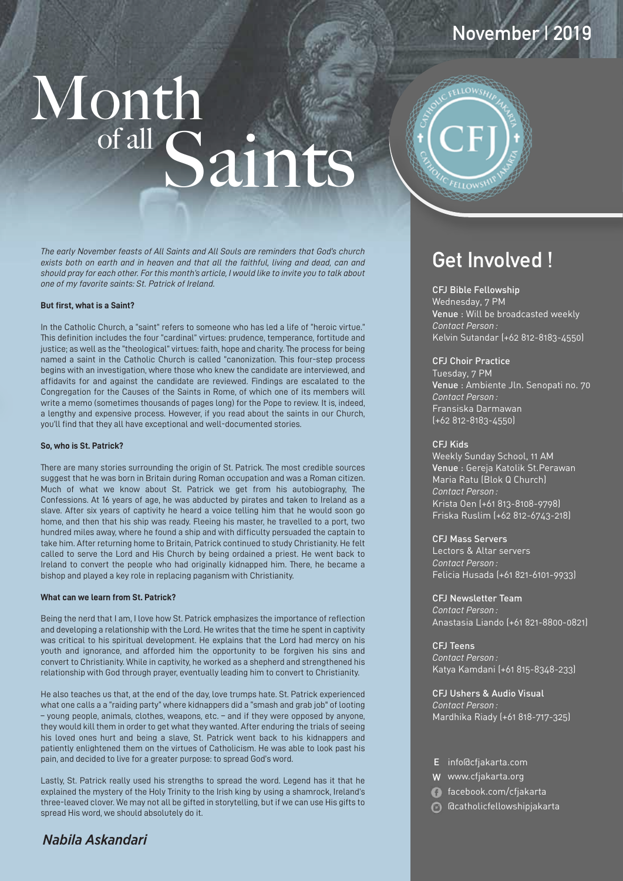November | 2019

# Month of all Saints

*The early November feasts of All Saints and All Souls are reminders that God's church exists both on earth and in heaven and that all the faithful, living and dead, can and should pray for each other. For this month's article, I would like to invite you to talk about one of my favorite saints: St. Patrick of Ireland.*

**But first, what is a Saint?**

In the Catholic Church, a "saint" refers to someone who has led a life of "heroic virtue." This definition includes the four "cardinal" virtues: prudence, temperance, fortitude and justice; as well as the "theological" virtues: faith, hope and charity. The process for being named a saint in the Catholic Church is called "canonization. This four-step process begins with an investigation, where those who knew the candidate are interviewed, and affidavits for and against the candidate are reviewed. Findings are escalated to the Congregation for the Causes of the Saints in Rome, of which one of its members will write a memo (sometimes thousands of pages long) for the Pope to review. It is, indeed, a lengthy and expensive process. However, if you read about the saints in our Church, you'll find that they all have exceptional and well-documented stories.

**So, who is St. Patrick?**

There are many stories surrounding the origin of St. Patrick. The most credible sources suggest that he was born in Britain during Roman occupation and was a Roman citizen. Much of what we know about St. Patrick we get from his autobiography, The Confessions. At 16 years of age, he was abducted by pirates and taken to Ireland as a slave. After six years of captivity he heard a voice telling him that he would soon go home, and then that his ship was ready. Fleeing his master, he travelled to a port, two hundred miles away, where he found a ship and with difficulty persuaded the captain to take him. After returning home to Britain, Patrick continued to study Christianity. He felt called to serve the Lord and His Church by being ordained a priest. He went back to Ireland to convert the people who had originally kidnapped him. There, he became a bishop and played a key role in replacing paganism with Christianity.

**What can we learn from St. Patrick?**

Being the nerd that I am, I love how St. Patrick emphasizes the importance of reflection and developing a relationship with the Lord. He writes that the time he spent in captivity was critical to his spiritual development. He explains that the Lord had mercy on his youth and ignorance, and afforded him the opportunity to be forgiven his sins and convert to Christianity. While in captivity, he worked as a shepherd and strengthened his relationship with God through prayer, eventually leading him to convert to Christianity.

He also teaches us that, at the end of the day, love trumps hate. St. Patrick experienced what one calls a a "raiding party" where kidnappers did a "smash and grab job" of looting – young people, animals, clothes, weapons, etc. – and if they were opposed by anyone, they would kill them in order to get what they wanted. After enduring the trials of seeing his loved ones hurt and being a slave, St. Patrick went back to his kidnappers and patiently enlightened them on the virtues of Catholicism. He was able to look past his pain, and decided to live for a greater purpose: to spread God's word.

Lastly, St. Patrick really used his strengths to spread the word. Legend has it that he explained the mystery of the Holy Trinity to the Irish king by using a shamrock, Ireland's three-leaved clover. We may not all be gifted in storytelling, but if we can use His gifts to spread His word, we should absolutely do it.

***Nabila Askandari***

## Get Involved !

**CFJ Bible Fellowship**
Wednesday, 7 PM
**Venue** : Will be broadcasted weekly
*Contact Person :*
Kelvin Sutandar (+62 812-8183-4550)

**CFJ Choir Practice**
Tuesday, 7 PM
**Venue** : Ambiente Jln. Senopati no. 70
*Contact Person :*
Fransiska Darmawan
(+62 812-8183-4550)

**CFJ Kids**
Weekly Sunday School, 11 AM
**Venue** : Gereja Katolik St.Perawan Maria Ratu (Blok Q Church)
*Contact Person :*
Krista Oen (+61 813-8108-9798)
Friska Ruslim (+62 812-6743-218)

**CFJ Mass Servers**
Lectors & Altar servers
*Contact Person :*
Felicia Husada (+61 821-6101-9933)

**CFJ Newsletter Team**
*Contact Person :*
Anastasia Liando (+61 821-8800-0821)

**CFJ Teens**
*Contact Person :*
Katya Kamdani (+61 815-8348-233)

**CFJ Ushers & Audio Visual**
*Contact Person :*
Mardhika Riady (+61 818-717-325)

E info@cfjakarta.com
W www.cfjakarta.org
facebook.com/cfjakarta
@catholicfellowshipjakarta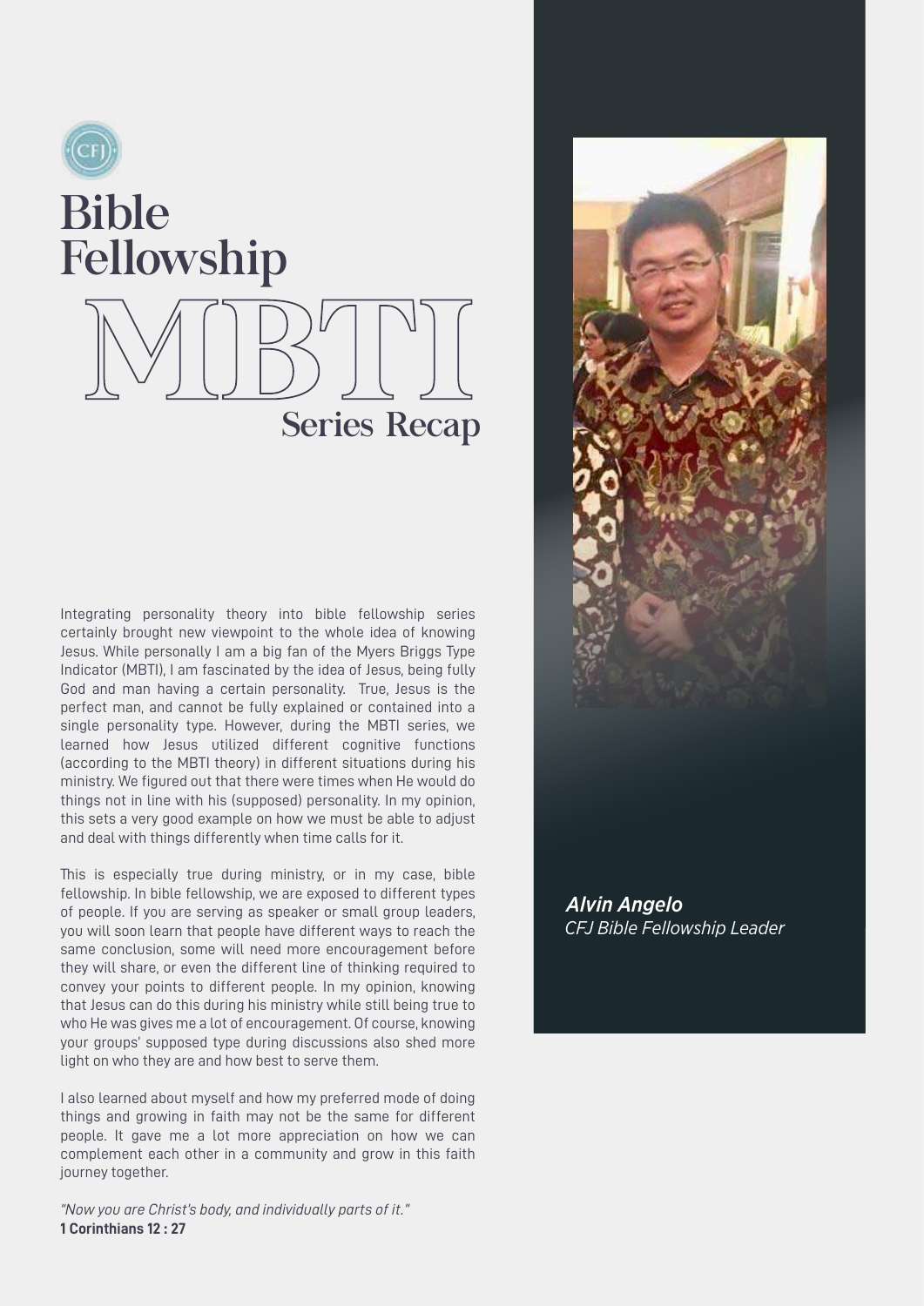# Bible Fellowship MBTI Series Recap

Integrating personality theory into bible fellowship series certainly brought new viewpoint to the whole idea of knowing Jesus. While personally I am a big fan of the Myers Briggs Type Indicator (MBTI), I am fascinated by the idea of Jesus, being fully God and man having a certain personality. True, Jesus is the perfect man, and cannot be fully explained or contained into a single personality type. However, during the MBTI series, we learned how Jesus utilized different cognitive functions (according to the MBTI theory) in different situations during his ministry. We figured out that there were times when He would do things not in line with his (supposed) personality. In my opinion, this sets a very good example on how we must be able to adjust and deal with things differently when time calls for it.

This is especially true during ministry, or in my case, bible fellowship. In bible fellowship, we are exposed to different types of people. If you are serving as speaker or small group leaders, you will soon learn that people have different ways to reach the same conclusion, some will need more encouragement before they will share, or even the different line of thinking required to convey your points to different people. In my opinion, knowing that Jesus can do this during his ministry while still being true to who He was gives me a lot of encouragement. Of course, knowing your groups' supposed type during discussions also shed more light on who they are and how best to serve them.

I also learned about myself and how my preferred mode of doing things and growing in faith may not be the same for different people. It gave me a lot more appreciation on how we can complement each other in a community and grow in this faith journey together.

*"Now you are Christ's body, and individually parts of it."*
**1 Corinthians 12 : 27**

***Alvin Angelo***
*CFJ Bible Fellowship Leader*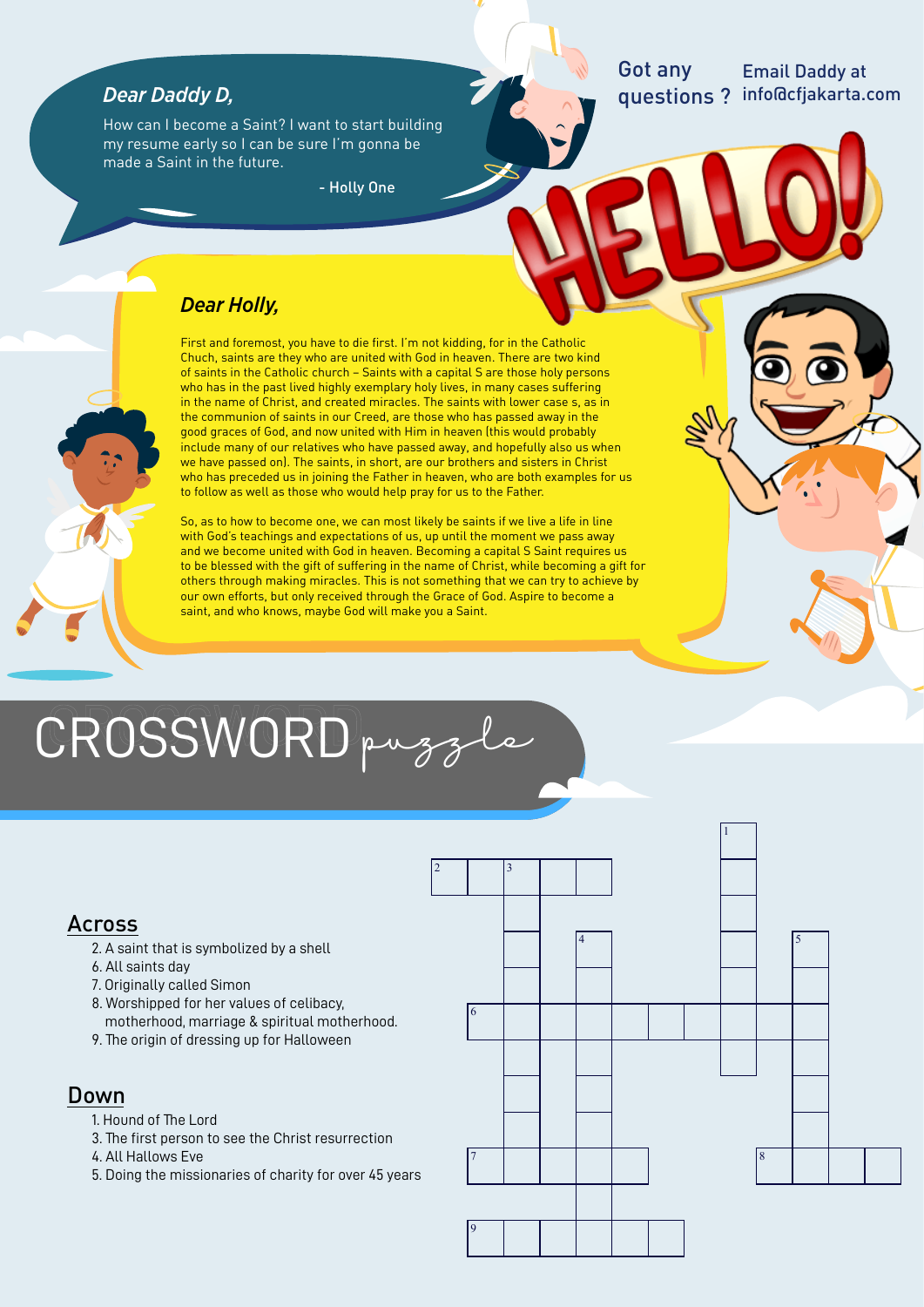*Dear Daddy D,*

How can I become a Saint? I want to start building my resume early so I can be sure I'm gonna be made a Saint in the future.

\- Holly One

Got any questions ? Email Daddy at info@cfjakarta.com

HELLO!

## *Dear Holly,*

First and foremost, you have to die first. I'm not kidding, for in the Catholic Chuch, saints are they who are united with God in heaven. There are two kind of saints in the Catholic church – Saints with a capital S are those holy persons who has in the past lived highly exemplary holy lives, in many cases suffering in the name of Christ, and created miracles. The saints with lower case s, as in the communion of saints in our Creed, are those who has passed away in the good graces of God, and now united with Him in heaven (this would probably include many of our relatives who have passed away, and hopefully also us when we have passed on). The saints, in short, are our brothers and sisters in Christ who has preceded us in joining the Father in heaven, who are both examples for us to follow as well as those who would help pray for us to the Father.

So, as to how to become one, we can most likely be saints if we live a life in line with God's teachings and expectations of us, up until the moment we pass away and we become united with God in heaven. Becoming a capital S Saint requires us to be blessed with the gift of suffering in the name of Christ, while becoming a gift for others through making miracles. This is not something that we can try to achieve by our own efforts, but only received through the Grace of God. Aspire to become a saint, and who knows, maybe God will make you a Saint.

# CROSSWORD puzzle

## Across

2. A saint that is symbolized by a shell
6. All saints day
7. Originally called Simon
8. Worshipped for her values of celibacy, motherhood, marriage & spiritual motherhood.
9. The origin of dressing up for Halloween

## Down

1. Hound of The Lord
3. The first person to see the Christ resurrection
4. All Hallows Eve
5. Doing the missionaries of charity for over 45 years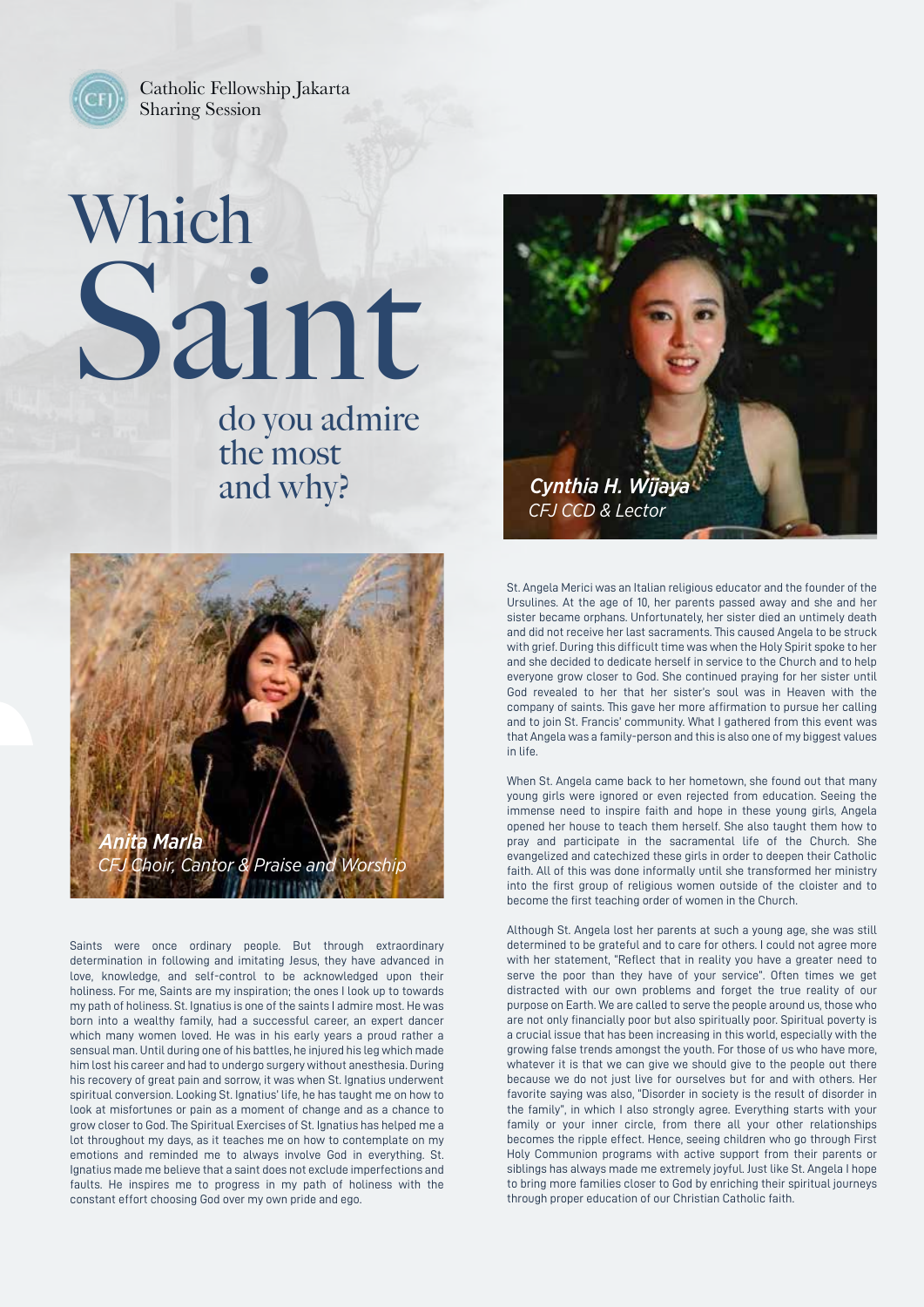Catholic Fellowship Jakarta
Sharing Session

# Which Saint do you admire the most and why?

***Anita Marla***
*CFJ Choir, Cantor & Praise and Worship*

Saints were once ordinary people. But through extraordinary determination in following and imitating Jesus, they have advanced in love, knowledge, and self-control to be acknowledged upon their holiness. For me, Saints are my inspiration; the ones I look up to towards my path of holiness. St. Ignatius is one of the saints I admire most. He was born into a wealthy family, had a successful career, an expert dancer which many women loved. He was in his early years a proud rather a sensual man. Until during one of his battles, he injured his leg which made him lost his career and had to undergo surgery without anesthesia. During his recovery of great pain and sorrow, it was when St. Ignatius underwent spiritual conversion. Looking St. Ignatius' life, he has taught me on how to look at misfortunes or pain as a moment of change and as a chance to grow closer to God. The Spiritual Exercises of St. Ignatius has helped me a lot throughout my days, as it teaches me on how to contemplate on my emotions and reminded me to always involve God in everything. St. Ignatius made me believe that a saint does not exclude imperfections and faults. He inspires me to progress in my path of holiness with the constant effort choosing God over my own pride and ego.

***Cynthia H. Wijaya***
*CFJ CCD & Lector*

St. Angela Merici was an Italian religious educator and the founder of the Ursulines. At the age of 10, her parents passed away and she and her sister became orphans. Unfortunately, her sister died an untimely death and did not receive her last sacraments. This caused Angela to be struck with grief. During this difficult time was when the Holy Spirit spoke to her and she decided to dedicate herself in service to the Church and to help everyone grow closer to God. She continued praying for her sister until God revealed to her that her sister's soul was in Heaven with the company of saints. This gave her more affirmation to pursue her calling and to join St. Francis' community. What I gathered from this event was that Angela was a family-person and this is also one of my biggest values in life.

When St. Angela came back to her hometown, she found out that many young girls were ignored or even rejected from education. Seeing the immense need to inspire faith and hope in these young girls, Angela opened her house to teach them herself. She also taught them how to pray and participate in the sacramental life of the Church. She evangelized and catechized these girls in order to deepen their Catholic faith. All of this was done informally until she transformed her ministry into the first group of religious women outside of the cloister and to become the first teaching order of women in the Church.

Although St. Angela lost her parents at such a young age, she was still determined to be grateful and to care for others. I could not agree more with her statement, "Reflect that in reality you have a greater need to serve the poor than they have of your service". Often times we get distracted with our own problems and forget the true reality of our purpose on Earth. We are called to serve the people around us, those who are not only financially poor but also spiritually poor. Spiritual poverty is a crucial issue that has been increasing in this world, especially with the growing false trends amongst the youth. For those of us who have more, whatever it is that we can give we should give to the people out there because we do not just live for ourselves but for and with others. Her favorite saying was also, "Disorder in society is the result of disorder in the family", in which I also strongly agree. Everything starts with your family or your inner circle, from there all your other relationships becomes the ripple effect. Hence, seeing children who go through First Holy Communion programs with active support from their parents or siblings has always made me extremely joyful. Just like St. Angela I hope to bring more families closer to God by enriching their spiritual journeys through proper education of our Christian Catholic faith.